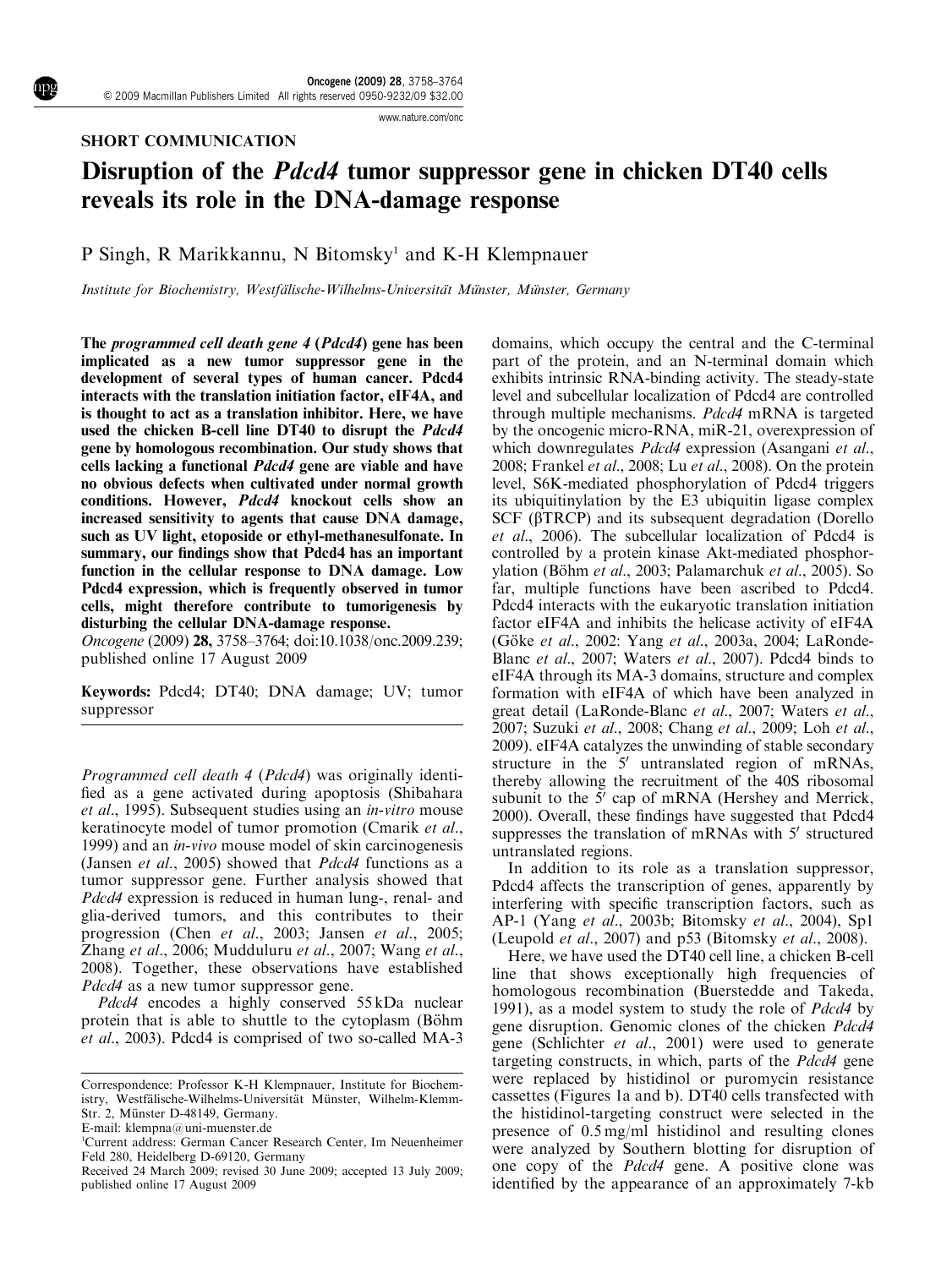SHORT COMMUNICATION

# Disruption of the *Pdcd4* tumor suppressor gene in chicken DT40 cells reveals its role in the DNA-damage response

P Singh, R Marikkannu, N Bitomsky[1] and K-H Klempnauer

*Institute for Biochemistry, Westfälische-Wilhelms-Universität Münster, Münster, Germany*

**The *programmed cell death gene 4* (*Pdcd4*) gene has been implicated as a new tumor suppressor gene in the development of several types of human cancer. Pdcd4 interacts with the translation initiation factor, eIF4A, and is thought to act as a translation inhibitor. Here, we have used the chicken B-cell line DT40 to disrupt the *Pdcd4* gene by homologous recombination. Our study shows that cells lacking a functional *Pdcd4* gene are viable and have no obvious defects when cultivated under normal growth conditions. However, *Pdcd4* knockout cells show an increased sensitivity to agents that cause DNA damage, such as UV light, etoposide or ethyl-methanesulfonate. In summary, our findings show that Pdcd4 has an important function in the cellular response to DNA damage. Low Pdcd4 expression, which is frequently observed in tumor cells, might therefore contribute to tumorigenesis by disturbing the cellular DNA-damage response.**

*Oncogene* (2009) **28,** 3758–3764; doi:10.1038/onc.2009.239; published online 17 August 2009

**Keywords:** Pdcd4; DT40; DNA damage; UV; tumor suppressor

*Programmed cell death 4* (*Pdcd4*) was originally identified as a gene activated during apoptosis (Shibahara *et al*., 1995). Subsequent studies using an *in-vitro* mouse keratinocyte model of tumor promotion (Cmarik *et al*., 1999) and an *in-vivo* mouse model of skin carcinogenesis (Jansen *et al*., 2005) showed that *Pdcd4* functions as a tumor suppressor gene. Further analysis showed that *Pdcd4* expression is reduced in human lung-, renal- and glia-derived tumors, and this contributes to their progression (Chen *et al*., 2003; Jansen *et al*., 2005; Zhang *et al*., 2006; Mudduluru *et al*., 2007; Wang *et al*., 2008). Together, these observations have established *Pdcd4* as a new tumor suppressor gene.

*Pdcd4* encodes a highly conserved 55 kDa nuclear protein that is able to shuttle to the cytoplasm (Böhm *et al*., 2003). Pdcd4 is comprised of two so-called MA-3 domains, which occupy the central and the C-terminal part of the protein, and an N-terminal domain which exhibits intrinsic RNA-binding activity. The steady-state level and subcellular localization of Pdcd4 are controlled through multiple mechanisms. *Pdcd4* mRNA is targeted by the oncogenic micro-RNA, miR-21, overexpression of which downregulates *Pdcd4* expression (Asangani *et al*., 2008; Frankel *et al*., 2008; Lu *et al*., 2008). On the protein level, S6K-mediated phosphorylation of Pdcd4 triggers its ubiquitinylation by the E3 ubiquitin ligase complex SCF (βTRCP) and its subsequent degradation (Dorello *et al*., 2006). The subcellular localization of Pdcd4 is controlled by a protein kinase Akt-mediated phosphorylation (Böhm *et al*., 2003; Palamarchuk *et al*., 2005). So far, multiple functions have been ascribed to Pdcd4. Pdcd4 interacts with the eukaryotic translation initiation factor eIF4A and inhibits the helicase activity of eIF4A (Göke *et al*., 2002: Yang *et al*., 2003a, 2004; LaRonde-Blanc *et al*., 2007; Waters *et al*., 2007). Pdcd4 binds to eIF4A through its MA-3 domains, structure and complex formation with eIF4A of which have been analyzed in great detail (LaRonde-Blanc *et al*., 2007; Waters *et al*., 2007; Suzuki *et al*., 2008; Chang *et al*., 2009; Loh *et al*., 2009). eIF4A catalyzes the unwinding of stable secondary structure in the 5′ untranslated region of mRNAs, thereby allowing the recruitment of the 40S ribosomal subunit to the 5′ cap of mRNA (Hershey and Merrick, 2000). Overall, these findings have suggested that Pdcd4 suppresses the translation of mRNAs with 5′ structured untranslated regions.

In addition to its role as a translation suppressor, Pdcd4 affects the transcription of genes, apparently by interfering with specific transcription factors, such as AP-1 (Yang *et al*., 2003b; Bitomsky *et al*., 2004), Sp1 (Leupold *et al*., 2007) and p53 (Bitomsky *et al*., 2008).

Here, we have used the DT40 cell line, a chicken B-cell line that shows exceptionally high frequencies of homologous recombination (Buerstedde and Takeda, 1991), as a model system to study the role of *Pdcd4* by gene disruption. Genomic clones of the chicken *Pdcd4* gene (Schlichter *et al*., 2001) were used to generate targeting constructs, in which, parts of the *Pdcd4* gene were replaced by histidinol or puromycin resistance cassettes (Figures 1a and b). DT40 cells transfected with the histidinol-targeting construct were selected in the presence of 0.5 mg/ml histidinol and resulting clones were analyzed by Southern blotting for disruption of one copy of the *Pdcd4* gene. A positive clone was identified by the appearance of an approximately 7-kb

Correspondence: Professor K-H Klempnauer, Institute for Biochemistry, Westfälische-Wilhelms-Universität Münster, Wilhelm-Klemm-Str. 2, Münster D-48149, Germany.
E-mail: klempna@uni-muenster.de

[1]Current address: German Cancer Research Center, Im Neuenheimer Feld 280, Heidelberg D-69120, Germany

Received 24 March 2009; revised 30 June 2009; accepted 13 July 2009; published online 17 August 2009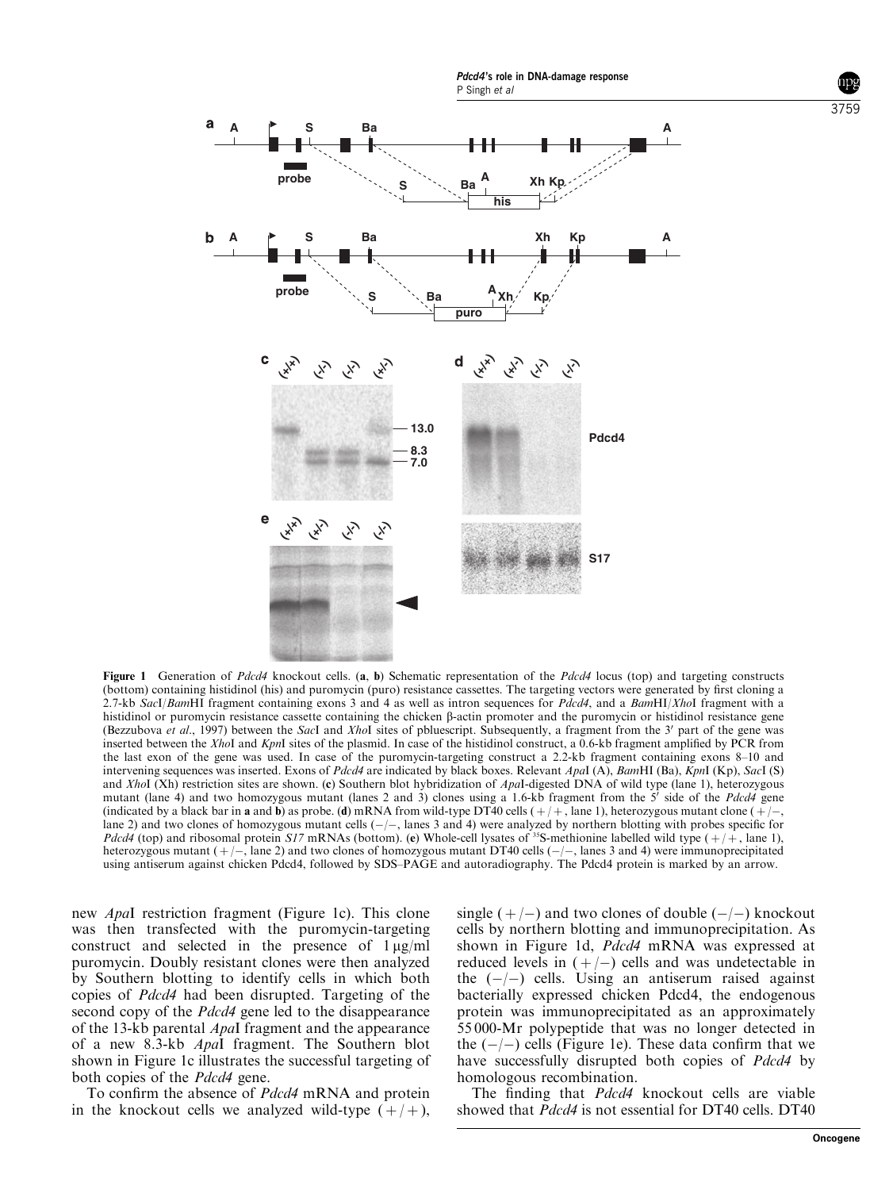**Figure 1** Generation of *Pdcd4* knockout cells. (**a**, **b**) Schematic representation of the *Pdcd4* locus (top) and targeting constructs (bottom) containing histidinol (his) and puromycin (puro) resistance cassettes. The targeting vectors were generated by first cloning a 2.7-kb *Sac*I/*Bam*HI fragment containing exons 3 and 4 as well as intron sequences for *Pdcd4*, and a *Bam*HI/*Xho*I fragment with a histidinol or puromycin resistance cassette containing the chicken β-actin promoter and the puromycin or histidinol resistance gene (Bezzubova *et al*., 1997) between the *Sac*I and *Xho*I sites of pbluescript. Subsequently, a fragment from the 3′ part of the gene was inserted between the *Xho*I and *Kpn*I sites of the plasmid. In case of the histidinol construct, a 0.6-kb fragment amplified by PCR from the last exon of the gene was used. In case of the puromycin-targeting construct a 2.2-kb fragment containing exons 8–10 and intervening sequences was inserted. Exons of *Pdcd4* are indicated by black boxes. Relevant *Apa*I (A), *Bam*HI (Ba), *Kpn*I (Kp), *Sac*I (S) and *Xho*I (Xh) restriction sites are shown. (**c**) Southern blot hybridization of *Apa*I-digested DNA of wild type (lane 1), heterozygous mutant (lane 4) and two homozygous mutant (lanes 2 and 3) clones using a 1.6-kb fragment from the 5′ side of the *Pdcd4* gene (indicated by a black bar in **a** and **b**) as probe. (**d**) mRNA from wild-type DT40 cells (+/+, lane 1), heterozygous mutant clone (+/−, lane 2) and two clones of homozygous mutant cells (−/−, lanes 3 and 4) were analyzed by northern blotting with probes specific for *Pdcd4* (top) and ribosomal protein *S17* mRNAs (bottom). (**e**) Whole-cell lysates of $^{35}$S-methionine labelled wild type (+/+, lane 1), heterozygous mutant (+/−, lane 2) and two clones of homozygous mutant DT40 cells (−/−, lanes 3 and 4) were immunoprecipitated using antiserum against chicken Pdcd4, followed by SDS–PAGE and autoradiography. The Pdcd4 protein is marked by an arrow.

new *Apa*I restriction fragment (Figure 1c). This clone was then transfected with the puromycin-targeting construct and selected in the presence of 1 μg/ml puromycin. Doubly resistant clones were then analyzed by Southern blotting to identify cells in which both copies of *Pdcd4* had been disrupted. Targeting of the second copy of the *Pdcd4* gene led to the disappearance of the 13-kb parental *Apa*I fragment and the appearance of a new 8.3-kb *Apa*I fragment. The Southern blot shown in Figure 1c illustrates the successful targeting of both copies of the *Pdcd4* gene.

To confirm the absence of *Pdcd4* mRNA and protein in the knockout cells we analyzed wild-type (+/+), single (+/−) and two clones of double (−/−) knockout cells by northern blotting and immunoprecipitation. As shown in Figure 1d, *Pdcd4* mRNA was expressed at reduced levels in (+/−) cells and was undetectable in the (−/−) cells. Using an antiserum raised against bacterially expressed chicken Pdcd4, the endogenous protein was immunoprecipitated as an approximately 55 000-Mr polypeptide that was no longer detected in the (−/−) cells (Figure 1e). These data confirm that we have successfully disrupted both copies of *Pdcd4* by homologous recombination.

The finding that *Pdcd4* knockout cells are viable showed that *Pdcd4* is not essential for DT40 cells. DT40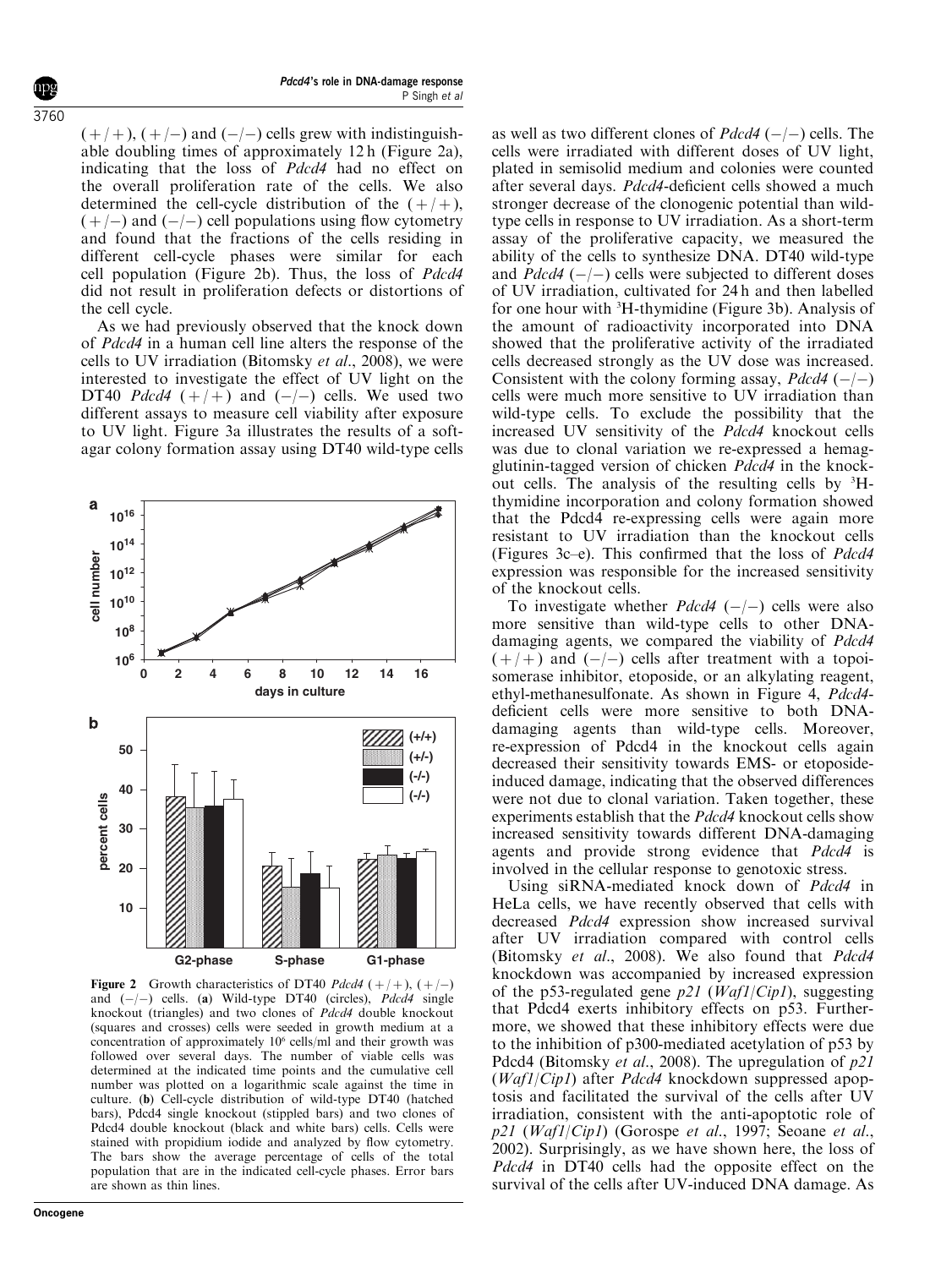(+/+), (+/−) and (−/−) cells grew with indistinguishable doubling times of approximately 12 h (Figure 2a), indicating that the loss of *Pdcd4* had no effect on the overall proliferation rate of the cells. We also determined the cell-cycle distribution of the (+/+), (+/−) and (−/−) cell populations using flow cytometry and found that the fractions of the cells residing in different cell-cycle phases were similar for each cell population (Figure 2b). Thus, the loss of *Pdcd4* did not result in proliferation defects or distortions of the cell cycle.

As we had previously observed that the knock down of *Pdcd4* in a human cell line alters the response of the cells to UV irradiation (Bitomsky *et al*., 2008), we were interested to investigate the effect of UV light on the DT40 *Pdcd4* (+/+) and (−/−) cells. We used two different assays to measure cell viability after exposure to UV light. Figure 3a illustrates the results of a soft-agar colony formation assay using DT40 wild-type cells as well as two different clones of *Pdcd4* (−/−) cells. The cells were irradiated with different doses of UV light, plated in semisolid medium and colonies were counted after several days. *Pdcd4*-deficient cells showed a much stronger decrease of the clonogenic potential than wild-type cells in response to UV irradiation. As a short-term assay of the proliferative capacity, we measured the ability of the cells to synthesize DNA. DT40 wild-type and *Pdcd4* (−/−) cells were subjected to different doses of UV irradiation, cultivated for 24 h and then labelled for one hour with $^3$H-thymidine (Figure 3b). Analysis of the amount of radioactivity incorporated into DNA showed that the proliferative activity of the irradiated cells decreased strongly as the UV dose was increased. Consistent with the colony forming assay, *Pdcd4* (−/−) cells were much more sensitive to UV irradiation than wild-type cells. To exclude the possibility that the increased UV sensitivity of the *Pdcd4* knockout cells was due to clonal variation we re-expressed a hemagglutinin-tagged version of chicken *Pdcd4* in the knockout cells. The analysis of the resulting cells by $^3$H-thymidine incorporation and colony formation showed that the Pdcd4 re-expressing cells were again more resistant to UV irradiation than the knockout cells (Figures 3c–e). This confirmed that the loss of *Pdcd4* expression was responsible for the increased sensitivity of the knockout cells.

To investigate whether *Pdcd4* (−/−) cells were also more sensitive than wild-type cells to other DNA-damaging agents, we compared the viability of *Pdcd4* (+/+) and (−/−) cells after treatment with a topoisomerase inhibitor, etoposide, or an alkylating reagent, ethyl-methanesulfonate. As shown in Figure 4, *Pdcd4*-deficient cells were more sensitive to both DNA-damaging agents than wild-type cells. Moreover, re-expression of Pdcd4 in the knockout cells again decreased their sensitivity towards EMS- or etoposide-induced damage, indicating that the observed differences were not due to clonal variation. Taken together, these experiments establish that the *Pdcd4* knockout cells show increased sensitivity towards different DNA-damaging agents and provide strong evidence that *Pdcd4* is involved in the cellular response to genotoxic stress.

Using siRNA-mediated knock down of *Pdcd4* in HeLa cells, we have recently observed that cells with decreased *Pdcd4* expression show increased survival after UV irradiation compared with control cells (Bitomsky *et al*., 2008). We also found that *Pdcd4* knockdown was accompanied by increased expression of the p53-regulated gene *p21* (*Waf1*/*Cip1*), suggesting that Pdcd4 exerts inhibitory effects on p53. Furthermore, we showed that these inhibitory effects were due to the inhibition of p300-mediated acetylation of p53 by Pdcd4 (Bitomsky *et al*., 2008). The upregulation of *p21* (*Waf1*/*Cip1*) after *Pdcd4* knockdown suppressed apoptosis and facilitated the survival of the cells after UV irradiation, consistent with the anti-apoptotic role of *p21* (*Waf1*/*Cip1*) (Gorospe *et al*., 1997; Seoane *et al*., 2002). Surprisingly, as we have shown here, the loss of *Pdcd4* in DT40 cells had the opposite effect on the survival of the cells after UV-induced DNA damage. As

**Figure 2** Growth characteristics of DT40 *Pdcd4* (+/+), (+/−) and (−/−) cells. (**a**) Wild-type DT40 (circles), *Pdcd4* single knockout (triangles) and two clones of *Pdcd4* double knockout (squares and crosses) cells were seeded in growth medium at a concentration of approximately $10^6$ cells/ml and their growth was followed over several days. The number of viable cells was determined at the indicated time points and the cumulative cell number was plotted on a logarithmic scale against the time in culture. (**b**) Cell-cycle distribution of wild-type DT40 (hatched bars), Pdcd4 single knockout (stippled bars) and two clones of Pdcd4 double knockout (black and white bars) cells. Cells were stained with propidium iodide and analyzed by flow cytometry. The bars show the average percentage of cells of the total population that are in the indicated cell-cycle phases. Error bars are shown as thin lines.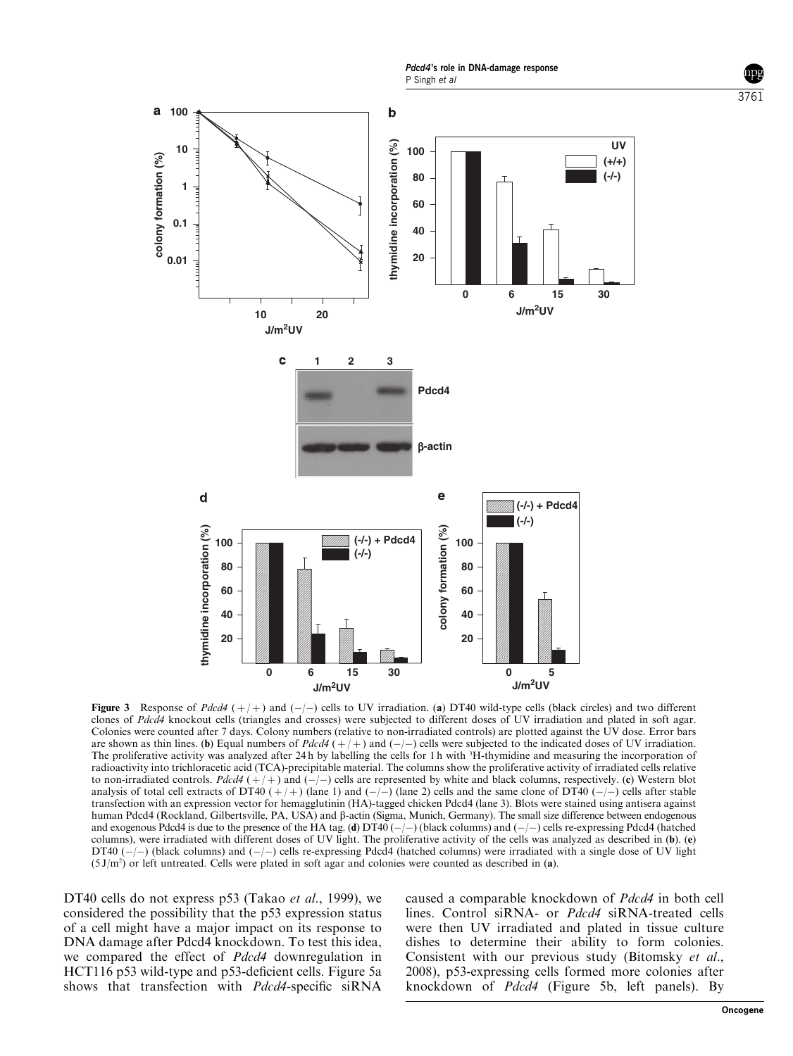**Figure 3** Response of *Pdcd4* (+/+) and (−/−) cells to UV irradiation. (**a**) DT40 wild-type cells (black circles) and two different clones of *Pdcd4* knockout cells (triangles and crosses) were subjected to different doses of UV irradiation and plated in soft agar. Colonies were counted after 7 days. Colony numbers (relative to non-irradiated controls) are plotted against the UV dose. Error bars are shown as thin lines. (**b**) Equal numbers of *Pdcd4* (+/+) and (−/−) cells were subjected to the indicated doses of UV irradiation. The proliferative activity was analyzed after 24 h by labelling the cells for 1 h with $^{3}$H-thymidine and measuring the incorporation of radioactivity into trichloracetic acid (TCA)-precipitable material. The columns show the proliferative activity of irradiated cells relative to non-irradiated controls. *Pdcd4* (+/+) and (−/−) cells are represented by white and black columns, respectively. (**c**) Western blot analysis of total cell extracts of DT40 (+/+) (lane 1) and (−/−) (lane 2) cells and the same clone of DT40 (−/−) cells after stable transfection with an expression vector for hemagglutinin (HA)-tagged chicken Pdcd4 (lane 3). Blots were stained using antisera against human Pdcd4 (Rockland, Gilbertsville, PA, USA) and β-actin (Sigma, Munich, Germany). The small size difference between endogenous and exogenous Pdcd4 is due to the presence of the HA tag. (**d**) DT40 (−/−) (black columns) and (−/−) cells re-expressing Pdcd4 (hatched columns), were irradiated with different doses of UV light. The proliferative activity of the cells was analyzed as described in (**b**). (**e**) DT40 (−/−) (black columns) and (−/−) cells re-expressing Pdcd4 (hatched columns) were irradiated with a single dose of UV light (5 J/m$^{2}$) or left untreated. Cells were plated in soft agar and colonies were counted as described in (**a**).

DT40 cells do not express p53 (Takao *et al*., 1999), we considered the possibility that the p53 expression status of a cell might have a major impact on its response to DNA damage after Pdcd4 knockdown. To test this idea, we compared the effect of *Pdcd4* downregulation in HCT116 p53 wild-type and p53-deficient cells. Figure 5a shows that transfection with *Pdcd4*-specific siRNA caused a comparable knockdown of *Pdcd4* in both cell lines. Control siRNA- or *Pdcd4* siRNA-treated cells were then UV irradiated and plated in tissue culture dishes to determine their ability to form colonies. Consistent with our previous study (Bitomsky *et al*., 2008), p53-expressing cells formed more colonies after knockdown of *Pdcd4* (Figure 5b, left panels). By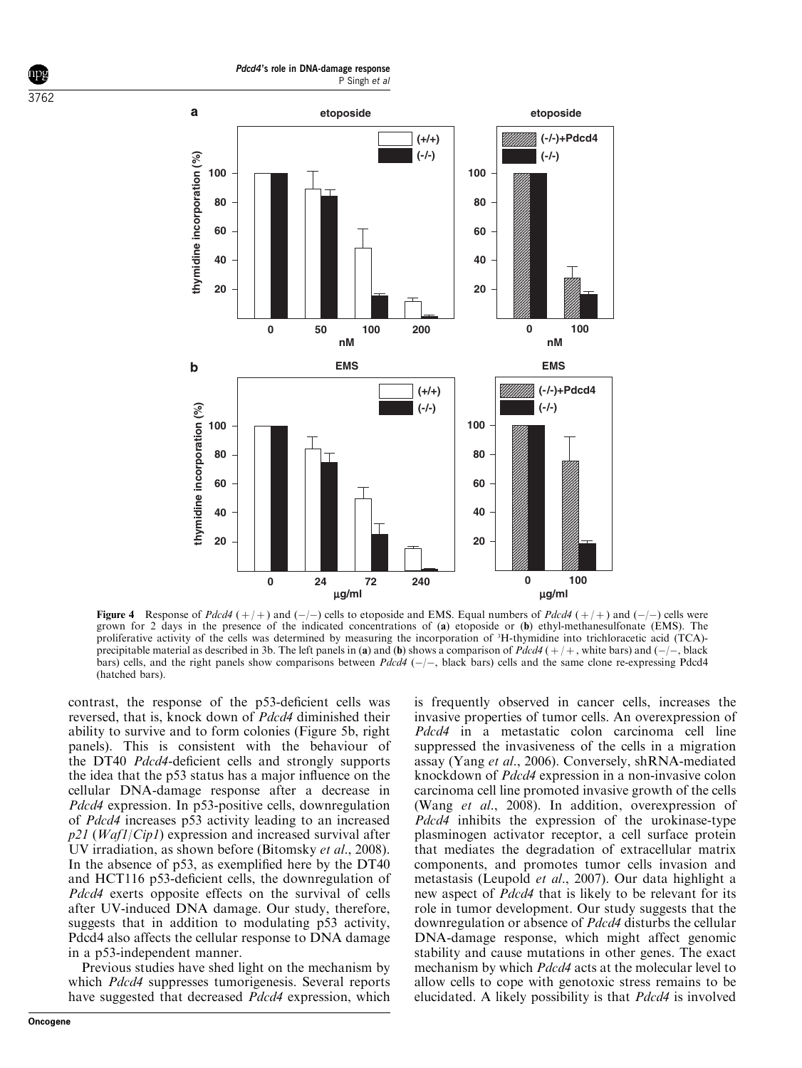**Figure 4** Response of *Pdcd4* (+/+) and (−/−) cells to etoposide and EMS. Equal numbers of *Pdcd4* (+/+) and (−/−) cells were grown for 2 days in the presence of the indicated concentrations of (**a**) etoposide or (**b**) ethyl-methanesulfonate (EMS). The proliferative activity of the cells was determined by measuring the incorporation of $^{3}$H-thymidine into trichloracetic acid (TCA)-precipitable material as described in 3b. The left panels in (**a**) and (**b**) shows a comparison of *Pdcd4* (+/+, white bars) and (−/−, black bars) cells, and the right panels show comparisons between *Pdcd4* (−/−, black bars) cells and the same clone re-expressing Pdcd4 (hatched bars).

contrast, the response of the p53-deficient cells was reversed, that is, knock down of *Pdcd4* diminished their ability to survive and to form colonies (Figure 5b, right panels). This is consistent with the behaviour of the DT40 *Pdcd4*-deficient cells and strongly supports the idea that the p53 status has a major influence on the cellular DNA-damage response after a decrease in *Pdcd4* expression. In p53-positive cells, downregulation of *Pdcd4* increases p53 activity leading to an increased *p21* (*Waf1*/*Cip1*) expression and increased survival after UV irradiation, as shown before (Bitomsky *et al*., 2008). In the absence of p53, as exemplified here by the DT40 and HCT116 p53-deficient cells, the downregulation of *Pdcd4* exerts opposite effects on the survival of cells after UV-induced DNA damage. Our study, therefore, suggests that in addition to modulating p53 activity, Pdcd4 also affects the cellular response to DNA damage in a p53-independent manner.

Previous studies have shed light on the mechanism by which *Pdcd4* suppresses tumorigenesis. Several reports have suggested that decreased *Pdcd4* expression, which is frequently observed in cancer cells, increases the invasive properties of tumor cells. An overexpression of *Pdcd4* in a metastatic colon carcinoma cell line suppressed the invasiveness of the cells in a migration assay (Yang *et al*., 2006). Conversely, shRNA-mediated knockdown of *Pdcd4* expression in a non-invasive colon carcinoma cell line promoted invasive growth of the cells (Wang *et al*., 2008). In addition, overexpression of *Pdcd4* inhibits the expression of the urokinase-type plasminogen activator receptor, a cell surface protein that mediates the degradation of extracellular matrix components, and promotes tumor cells invasion and metastasis (Leupold *et al*., 2007). Our data highlight a new aspect of *Pdcd4* that is likely to be relevant for its role in tumor development. Our study suggests that the downregulation or absence of *Pdcd4* disturbs the cellular DNA-damage response, which might affect genomic stability and cause mutations in other genes. The exact mechanism by which *Pdcd4* acts at the molecular level to allow cells to cope with genotoxic stress remains to be elucidated. A likely possibility is that *Pdcd4* is involved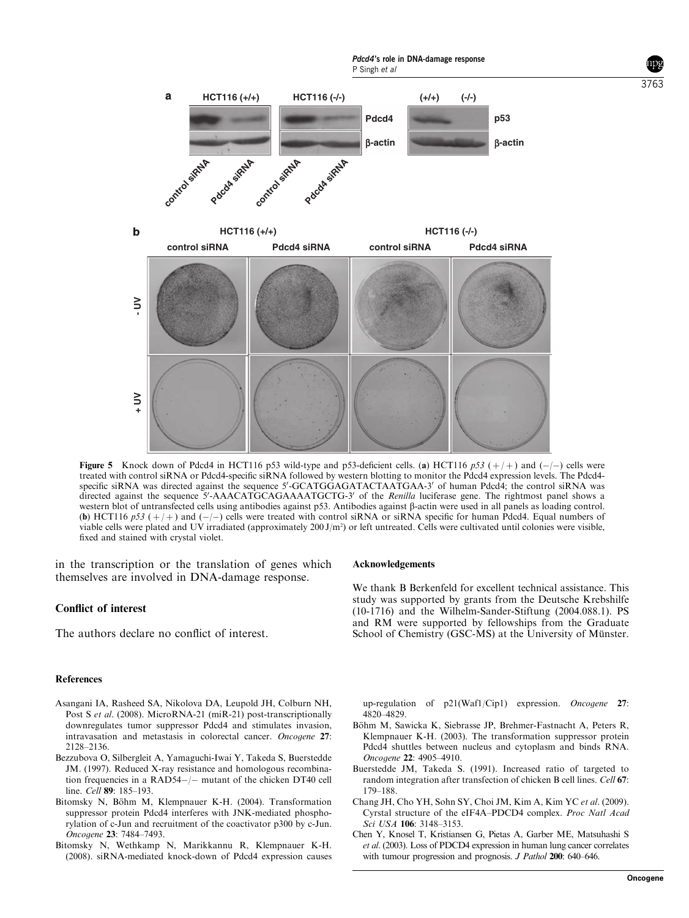**Figure 5** Knock down of Pdcd4 in HCT116 p53 wild-type and p53-deficient cells. (**a**) HCT116 *p53* (+/+) and (−/−) cells were treated with control siRNA or Pdcd4-specific siRNA followed by western blotting to monitor the Pdcd4 expression levels. The Pdcd4-specific siRNA was directed against the sequence 5′-GCATGGAGATACTAATGAA-3′ of human Pdcd4; the control siRNA was directed against the sequence 5′-AAACATGCAGAAAATGCTG-3′ of the *Renilla* luciferase gene. The rightmost panel shows a western blot of untransfected cells using antibodies against p53. Antibodies against β-actin were used in all panels as loading control. (**b**) HCT116 *p53* (+/+) and (−/−) cells were treated with control siRNA or siRNA specific for human Pdcd4. Equal numbers of viable cells were plated and UV irradiated (approximately 200 J/m$^2$) or left untreated. Cells were cultivated until colonies were visible, fixed and stained with crystal violet.

in the transcription or the translation of genes which themselves are involved in DNA-damage response.

## Conflict of interest

The authors declare no conflict of interest.

## Acknowledgements

We thank B Berkenfeld for excellent technical assistance. This study was supported by grants from the Deutsche Krebshilfe (10-1716) and the Wilhelm-Sander-Stiftung (2004.088.1). PS and RM were supported by fellowships from the Graduate School of Chemistry (GSC-MS) at the University of Münster.

## References

Asangani IA, Rasheed SA, Nikolova DA, Leupold JH, Colburn NH, Post S *et al*. (2008). MicroRNA-21 (miR-21) post-transcriptionally downregulates tumor suppressor Pdcd4 and stimulates invasion, intravasation and metastasis in colorectal cancer. *Oncogene* **27**: 2128–2136.

Bezzubova O, Silbergleit A, Yamaguchi-Iwai Y, Takeda S, Buerstedde JM. (1997). Reduced X-ray resistance and homologous recombination frequencies in a RAD54−/− mutant of the chicken DT40 cell line. *Cell* **89**: 185–193.

Bitomsky N, Böhm M, Klempnauer K-H. (2004). Transformation suppressor protein Pdcd4 interferes with JNK-mediated phosphorylation of c-Jun and recruitment of the coactivator p300 by c-Jun. *Oncogene* **23**: 7484–7493.

Bitomsky N, Wethkamp N, Marikkannu R, Klempnauer K-H. (2008). siRNA-mediated knock-down of Pdcd4 expression causes up-regulation of p21(Waf1/Cip1) expression. *Oncogene* **27**: 4820–4829.

Böhm M, Sawicka K, Siebrasse JP, Brehmer-Fastnacht A, Peters R, Klempnauer K-H. (2003). The transformation suppressor protein Pdcd4 shuttles between nucleus and cytoplasm and binds RNA. *Oncogene* **22**: 4905–4910.

Buerstedde JM, Takeda S. (1991). Increased ratio of targeted to random integration after transfection of chicken B cell lines. *Cell* **67**: 179–188.

Chang JH, Cho YH, Sohn SY, Choi JM, Kim A, Kim YC *et al*. (2009). Cyrstal structure of the eIF4A–PDCD4 complex. *Proc Natl Acad Sci USA* **106**: 3148–3153.

Chen Y, Knosel T, Kristiansen G, Pietas A, Garber ME, Matsuhashi S *et al*. (2003). Loss of PDCD4 expression in human lung cancer correlates with tumour progression and prognosis. *J Pathol* **200**: 640–646.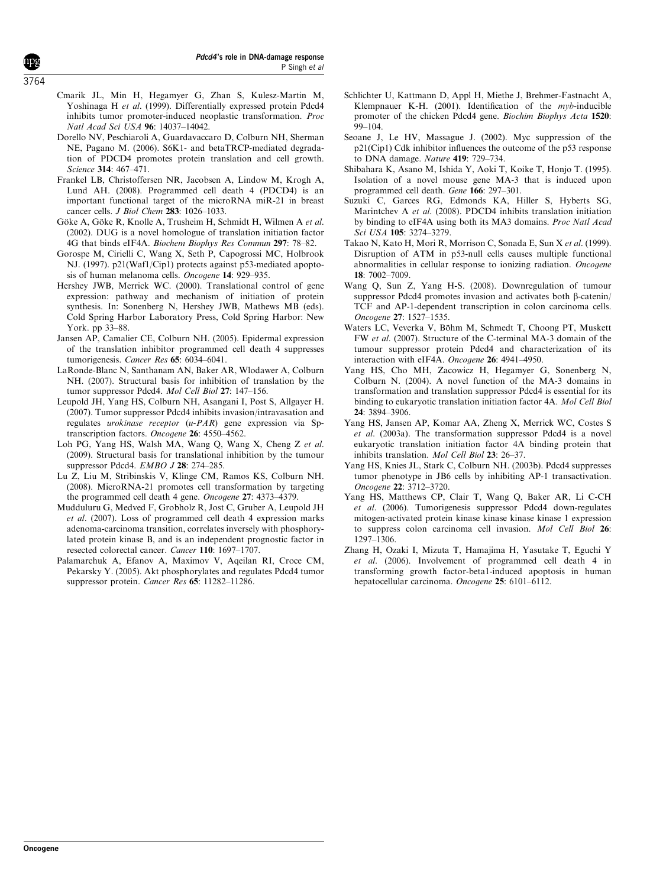Cmarik JL, Min H, Hegamyer G, Zhan S, Kulesz-Martin M, Yoshinaga H *et al*. (1999). Differentially expressed protein Pdcd4 inhibits tumor promoter-induced neoplastic transformation. *Proc Natl Acad Sci USA* **96**: 14037–14042.

Dorello NV, Peschiaroli A, Guardavaccaro D, Colburn NH, Sherman NE, Pagano M. (2006). S6K1- and betaTRCP-mediated degradation of PDCD4 promotes protein translation and cell growth. *Science* **314**: 467–471.

Frankel LB, Christoffersen NR, Jacobsen A, Lindow M, Krogh A, Lund AH. (2008). Programmed cell death 4 (PDCD4) is an important functional target of the microRNA miR-21 in breast cancer cells. *J Biol Chem* **283**: 1026–1033.

Göke A, Göke R, Knolle A, Trusheim H, Schmidt H, Wilmen A *et al*. (2002). DUG is a novel homologue of translation initiation factor 4G that binds eIF4A. *Biochem Biophys Res Commun* **297**: 78–82.

Gorospe M, Cirielli C, Wang X, Seth P, Capogrossi MC, Holbrook NJ. (1997). p21(Waf1/Cip1) protects against p53-mediated apoptosis of human melanoma cells. *Oncogene* **14**: 929–935.

Hershey JWB, Merrick WC. (2000). Translational control of gene expression: pathway and mechanism of initiation of protein synthesis. In: Sonenberg N, Hershey JWB, Mathews MB (eds). Cold Spring Harbor Laboratory Press, Cold Spring Harbor: New York. pp 33–88.

Jansen AP, Camalier CE, Colburn NH. (2005). Epidermal expression of the translation inhibitor programmed cell death 4 suppresses tumorigenesis. *Cancer Res* **65**: 6034–6041.

LaRonde-Blanc N, Santhanam AN, Baker AR, Wlodawer A, Colburn NH. (2007). Structural basis for inhibition of translation by the tumor suppressor Pdcd4. *Mol Cell Biol* **27**: 147–156.

Leupold JH, Yang HS, Colburn NH, Asangani I, Post S, Allgayer H. (2007). Tumor suppressor Pdcd4 inhibits invasion/intravasation and regulates *urokinase receptor* (*u-PAR*) gene expression via Sp-transcription factors. *Oncogene* **26**: 4550–4562.

Loh PG, Yang HS, Walsh MA, Wang Q, Wang X, Cheng Z *et al*. (2009). Structural basis for translational inhibition by the tumour suppressor Pdcd4. *EMBO J* **28**: 274–285.

Lu Z, Liu M, Stribinskis V, Klinge CM, Ramos KS, Colburn NH. (2008). MicroRNA-21 promotes cell transformation by targeting the programmed cell death 4 gene. *Oncogene* **27**: 4373–4379.

Mudduluru G, Medved F, Grobholz R, Jost C, Gruber A, Leupold JH *et al*. (2007). Loss of programmed cell death 4 expression marks adenoma-carcinoma transition, correlates inversely with phosphorylated protein kinase B, and is an independent prognostic factor in resected colorectal cancer. *Cancer* **110**: 1697–1707.

Palamarchuk A, Efanov A, Maximov V, Aqeilan RI, Croce CM, Pekarsky Y. (2005). Akt phosphorylates and regulates Pdcd4 tumor suppressor protein. *Cancer Res* **65**: 11282–11286.

Schlichter U, Kattmann D, Appl H, Miethe J, Brehmer-Fastnacht A, Klempnauer K-H. (2001). Identification of the *myb*-inducible promoter of the chicken Pdcd4 gene. *Biochim Biophys Acta* **1520**: 99–104.

Seoane J, Le HV, Massague J. (2002). Myc suppression of the p21(Cip1) Cdk inhibitor influences the outcome of the p53 response to DNA damage. *Nature* **419**: 729–734.

Shibahara K, Asano M, Ishida Y, Aoki T, Koike T, Honjo T. (1995). Isolation of a novel mouse gene MA-3 that is induced upon programmed cell death. *Gene* **166**: 297–301.

Suzuki C, Garces RG, Edmonds KA, Hiller S, Hyberts SG, Marintchev A *et al*. (2008). PDCD4 inhibits translation initiation by binding to eIF4A using both its MA3 domains. *Proc Natl Acad Sci USA* **105**: 3274–3279.

Takao N, Kato H, Mori R, Morrison C, Sonada E, Sun X *et al*. (1999). Disruption of ATM in p53-null cells causes multiple functional abnormalities in cellular response to ionizing radiation. *Oncogene* **18**: 7002–7009.

Wang Q, Sun Z, Yang H-S. (2008). Downregulation of tumour suppressor Pdcd4 promotes invasion and activates both β-catenin/TCF and AP-1-dependent transcription in colon carcinoma cells. *Oncogene* **27**: 1527–1535.

Waters LC, Veverka V, Böhm M, Schmedt T, Choong PT, Muskett FW *et al*. (2007). Structure of the C-terminal MA-3 domain of the tumour suppressor protein Pdcd4 and characterization of its interaction with eIF4A. *Oncogene* **26**: 4941–4950.

Yang HS, Cho MH, Zacowicz H, Hegamyer G, Sonenberg N, Colburn N. (2004). A novel function of the MA-3 domains in transformation and translation suppressor Pdcd4 is essential for its binding to eukaryotic translation initiation factor 4A. *Mol Cell Biol* **24**: 3894–3906.

Yang HS, Jansen AP, Komar AA, Zheng X, Merrick WC, Costes S *et al*. (2003a). The transformation suppressor Pdcd4 is a novel eukaryotic translation initiation factor 4A binding protein that inhibits translation. *Mol Cell Biol* **23**: 26–37.

Yang HS, Knies JL, Stark C, Colburn NH. (2003b). Pdcd4 suppresses tumor phenotype in JB6 cells by inhibiting AP-1 transactivation. *Oncogene* **22**: 3712–3720.

Yang HS, Matthews CP, Clair T, Wang Q, Baker AR, Li C-CH *et al*. (2006). Tumorigenesis suppressor Pdcd4 down-regulates mitogen-activated protein kinase kinase kinase kinase 1 expression to suppress colon carcinoma cell invasion. *Mol Cell Biol* **26**: 1297–1306.

Zhang H, Ozaki I, Mizuta T, Hamajima H, Yasutake T, Eguchi Y *et al*. (2006). Involvement of programmed cell death 4 in transforming growth factor-beta1-induced apoptosis in human hepatocellular carcinoma. *Oncogene* **25**: 6101–6112.